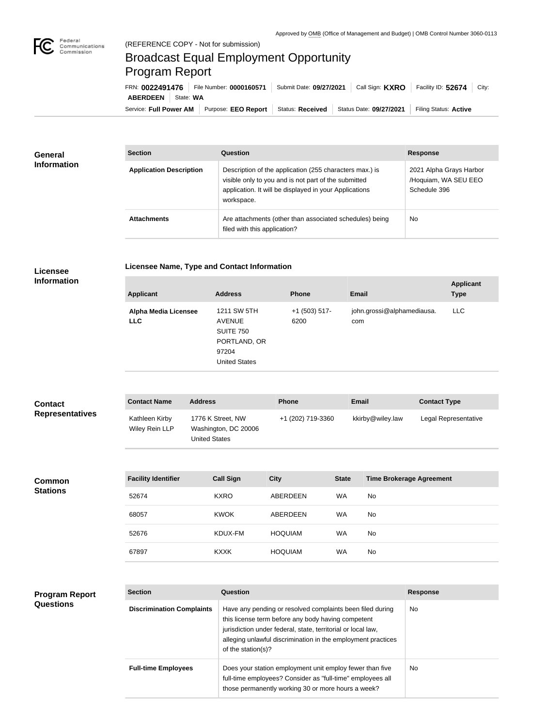Approved by OMB (Office of Management and Budget) | OMB Control Number 3060-0113

(REFERENCE COPY - Not for submission)

# Broadcast Equal Employment Opportunity Program Report

FRN: **0022491476** | File Number: **0000160571** | Submit Date: **09/27/2021** | Call Sign: **KXRO** | Facility ID: **52674** | City: **ABERDEEN** | State: **WA**

Service: **Full Power AM** | Purpose: **EEO Report** | Status: **Received** | Status Date: **09/27/2021** | Filing Status: **Active**

## General Information

| Section | Question | Response |
| --- | --- | --- |
| **Application Description** | Description of the application (255 characters max.) is visible only to you and is not part of the submitted application. It will be displayed in your Applications workspace. | 2021 Alpha Grays Harbor /Hoquiam, WA SEU EEO Schedule 396 |
| **Attachments** | Are attachments (other than associated schedules) being filed with this application? | No |

## Licensee Information

**Licensee Name, Type and Contact Information**

| Applicant | Address | Phone | Email | Applicant Type |
| --- | --- | --- | --- | --- |
| **Alpha Media Licensee LLC** | 1211 SW 5TH AVENUE SUITE 750 PORTLAND, OR 97204 United States | +1 (503) 517-6200 | john.grossi@alphamediausa.com | LLC |

## Contact Representatives

| Contact Name | Address | Phone | Email | Contact Type |
| --- | --- | --- | --- | --- |
| Kathleen Kirby Wiley Rein LLP | 1776 K Street, NW Washington, DC 20006 United States | +1 (202) 719-3360 | kkirby@wiley.law | Legal Representative |

## Common Stations

| Facility Identifier | Call Sign | City | State | Time Brokerage Agreement |
| --- | --- | --- | --- | --- |
| 52674 | KXRO | ABERDEEN | WA | No |
| 68057 | KWOK | ABERDEEN | WA | No |
| 52676 | KDUX-FM | HOQUIAM | WA | No |
| 67897 | KXXK | HOQUIAM | WA | No |

## Program Report Questions

| Section | Question | Response |
| --- | --- | --- |
| **Discrimination Complaints** | Have any pending or resolved complaints been filed during this license term before any body having competent jurisdiction under federal, state, territorial or local law, alleging unlawful discrimination in the employment practices of the station(s)? | No |
| **Full-time Employees** | Does your station employment unit employ fewer than five full-time employees? Consider as "full-time" employees all those permanently working 30 or more hours a week? | No |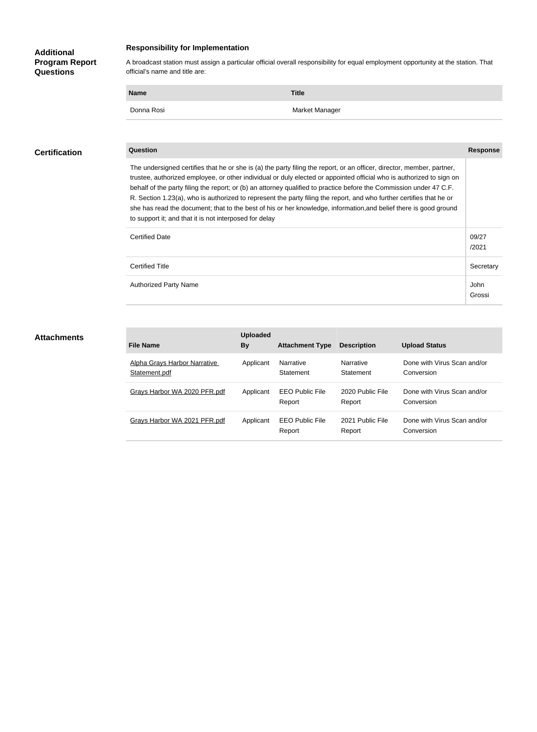## Additional Program Report Questions

### Responsibility for Implementation

A broadcast station must assign a particular official overall responsibility for equal employment opportunity at the station. That official's name and title are:

| Name | Title |
| --- | --- |
| Donna Rosi | Market Manager |

## Certification

| Question | Response |
| --- | --- |
| The undersigned certifies that he or she is (a) the party filing the report, or an officer, director, member, partner, trustee, authorized employee, or other individual or duly elected or appointed official who is authorized to sign on behalf of the party filing the report; or (b) an attorney qualified to practice before the Commission under 47 C.F. R. Section 1.23(a), who is authorized to represent the party filing the report, and who further certifies that he or she has read the document; that to the best of his or her knowledge, information,and belief there is good ground to support it; and that it is not interposed for delay | |
| Certified Date | 09/27/2021 |
| Certified Title | Secretary |
| Authorized Party Name | John Grossi |

## Attachments

| File Name | Uploaded By | Attachment Type | Description | Upload Status |
| --- | --- | --- | --- | --- |
| Alpha Grays Harbor Narrative Statement.pdf | Applicant | Narrative Statement | Narrative Statement | Done with Virus Scan and/or Conversion |
| Grays Harbor WA 2020 PFR.pdf | Applicant | EEO Public File Report | 2020 Public File Report | Done with Virus Scan and/or Conversion |
| Grays Harbor WA 2021 PFR.pdf | Applicant | EEO Public File Report | 2021 Public File Report | Done with Virus Scan and/or Conversion |